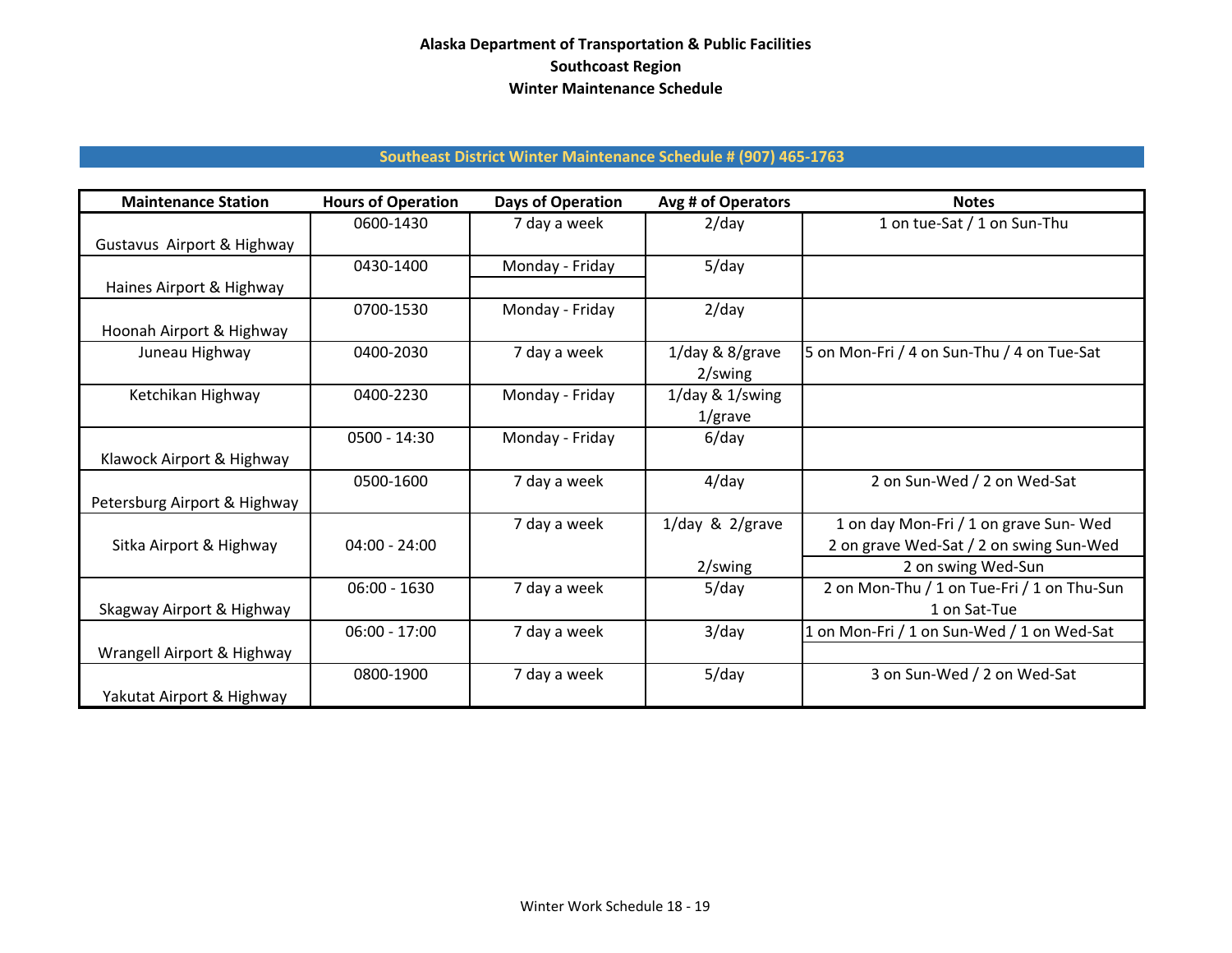**Alaska Department of Transportation & Public Facilities**
**Southcoast Region**
**Winter Maintenance Schedule**

## Southeast District Winter Maintenance Schedule # (907) 465-1763

| Maintenance Station | Hours of Operation | Days of Operation | Avg # of Operators | Notes |
|---|---|---|---|---|
| Gustavus Airport & Highway | 0600-1430 | 7 day a week | 2/day | 1 on tue-Sat / 1 on Sun-Thu |
| Haines Airport & Highway | 0430-1400 | Monday - Friday | 5/day | |
| Hoonah Airport & Highway | 0700-1530 | Monday - Friday | 2/day | |
| Juneau Highway | 0400-2030 | 7 day a week | 1/day & 8/grave 2/swing | 5 on Mon-Fri / 4 on Sun-Thu / 4 on Tue-Sat |
| Ketchikan Highway | 0400-2230 | Monday - Friday | 1/day & 1/swing 1/grave | |
| Klawock Airport & Highway | 0500 - 14:30 | Monday - Friday | 6/day | |
| Petersburg Airport & Highway | 0500-1600 | 7 day a week | 4/day | 2 on Sun-Wed / 2 on Wed-Sat |
| Sitka Airport & Highway | 04:00 - 24:00 | 7 day a week | 1/day & 2/grave 2/swing | 1 on day Mon-Fri / 1 on grave Sun- Wed 2 on grave Wed-Sat / 2 on swing Sun-Wed 2 on swing Wed-Sun |
| Skagway Airport & Highway | 06:00 - 1630 | 7 day a week | 5/day | 2 on Mon-Thu / 1 on Tue-Fri / 1 on Thu-Sun 1 on Sat-Tue |
| Wrangell Airport & Highway | 06:00 - 17:00 | 7 day a week | 3/day | 1 on Mon-Fri / 1 on Sun-Wed / 1 on Wed-Sat |
| Yakutat Airport & Highway | 0800-1900 | 7 day a week | 5/day | 3 on Sun-Wed / 2 on Wed-Sat |

Winter Work Schedule 18 - 19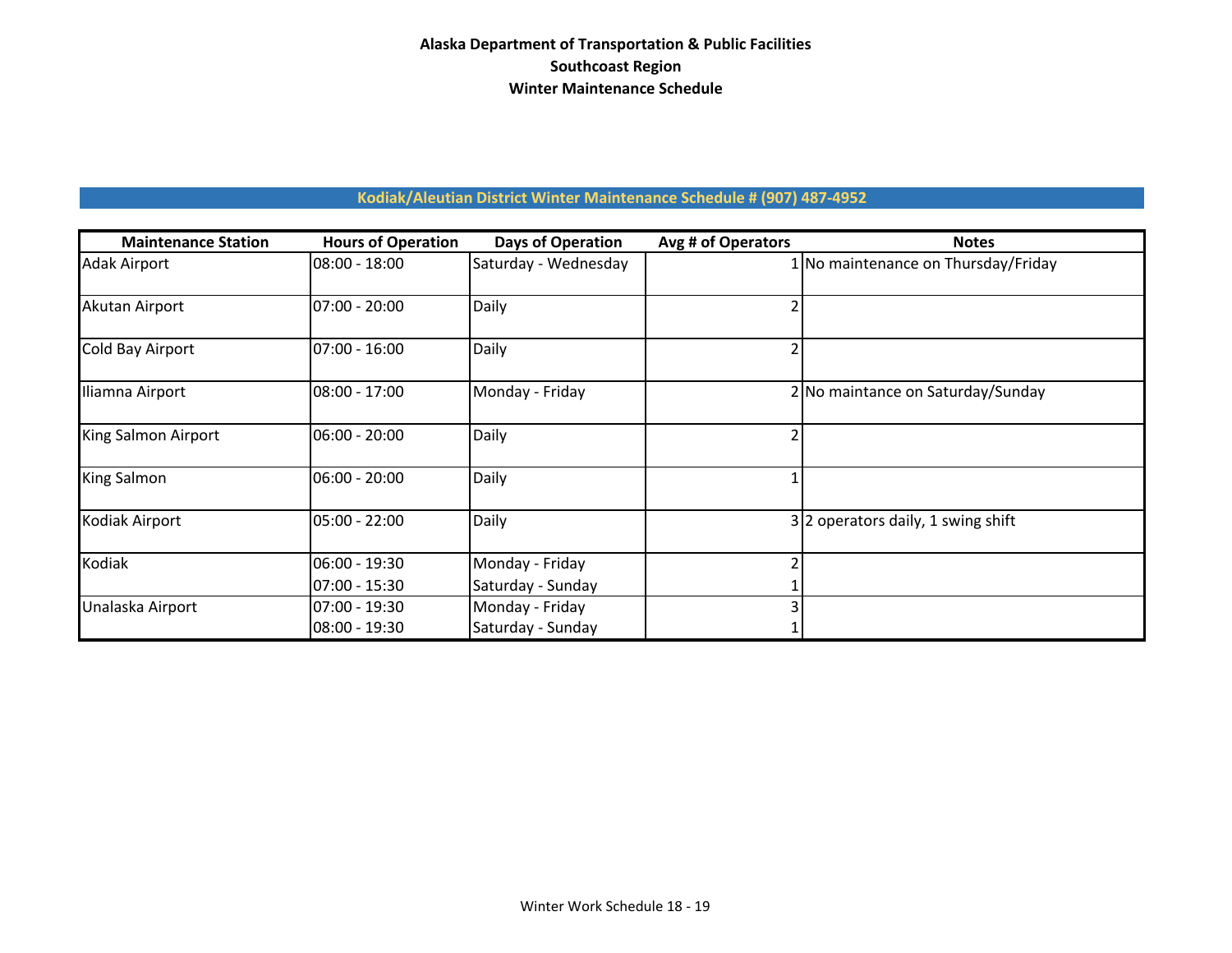**Alaska Department of Transportation & Public Facilities**
**Southcoast Region**
**Winter Maintenance Schedule**

## Kodiak/Aleutian District Winter Maintenance Schedule # (907) 487-4952

| Maintenance Station | Hours of Operation | Days of Operation | Avg # of Operators | Notes |
|---|---|---|---|---|
| Adak Airport | 08:00 - 18:00 | Saturday - Wednesday | 1 | No maintenance on Thursday/Friday |
| Akutan Airport | 07:00 - 20:00 | Daily | 2 | |
| Cold Bay Airport | 07:00 - 16:00 | Daily | 2 | |
| Iliamna Airport | 08:00 - 17:00 | Monday - Friday | 2 | No maintance on Saturday/Sunday |
| King Salmon Airport | 06:00 - 20:00 | Daily | 2 | |
| King Salmon | 06:00 - 20:00 | Daily | 1 | |
| Kodiak Airport | 05:00 - 22:00 | Daily | 3 | 2 operators daily, 1 swing shift |
| Kodiak | 06:00 - 19:30 | Monday - Friday | 2 | |
| | 07:00 - 15:30 | Saturday - Sunday | 1 | |
| Unalaska Airport | 07:00 - 19:30 | Monday - Friday | 3 | |
| | 08:00 - 19:30 | Saturday - Sunday | 1 | |

Winter Work Schedule 18 - 19